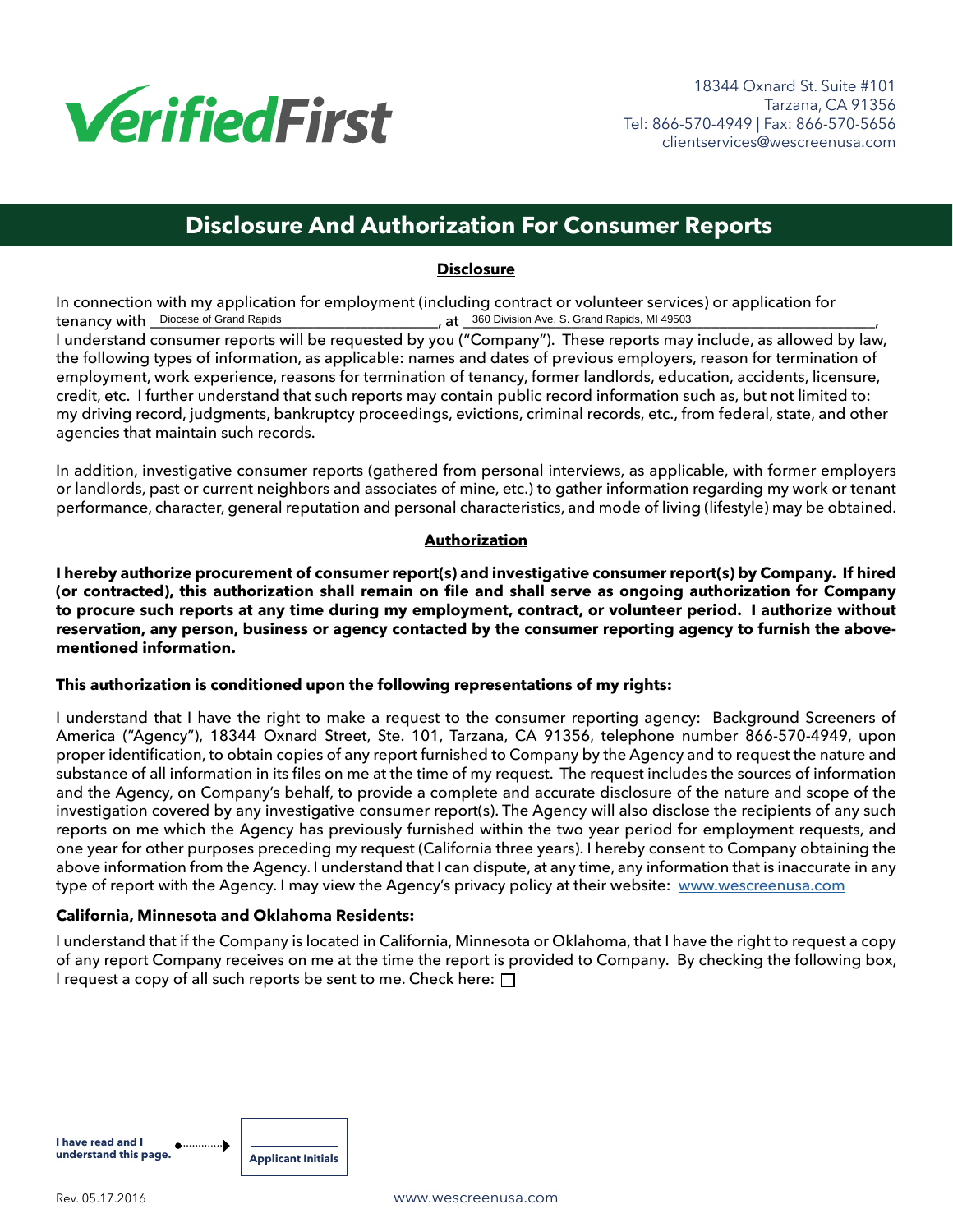VerifiedFirst

18344 Oxnard St. Suite #101
Tarzana, CA 91356
Tel: 866-570-4949 | Fax: 866-570-5656
clientservices@wescreenusa.com

# Disclosure And Authorization For Consumer Reports

## Disclosure

In connection with my application for employment (including contract or volunteer services) or application for tenancy with Diocese of Grand Rapids, at 360 Division Ave. S. Grand Rapids, MI 49503, I understand consumer reports will be requested by you ("Company"). These reports may include, as allowed by law, the following types of information, as applicable: names and dates of previous employers, reason for termination of employment, work experience, reasons for termination of tenancy, former landlords, education, accidents, licensure, credit, etc. I further understand that such reports may contain public record information such as, but not limited to: my driving record, judgments, bankruptcy proceedings, evictions, criminal records, etc., from federal, state, and other agencies that maintain such records.

In addition, investigative consumer reports (gathered from personal interviews, as applicable, with former employers or landlords, past or current neighbors and associates of mine, etc.) to gather information regarding my work or tenant performance, character, general reputation and personal characteristics, and mode of living (lifestyle) may be obtained.

## Authorization

**I hereby authorize procurement of consumer report(s) and investigative consumer report(s) by Company. If hired (or contracted), this authorization shall remain on file and shall serve as ongoing authorization for Company to procure such reports at any time during my employment, contract, or volunteer period. I authorize without reservation, any person, business or agency contacted by the consumer reporting agency to furnish the above-mentioned information.**

**This authorization is conditioned upon the following representations of my rights:**

I understand that I have the right to make a request to the consumer reporting agency: Background Screeners of America ("Agency"), 18344 Oxnard Street, Ste. 101, Tarzana, CA 91356, telephone number 866-570-4949, upon proper identification, to obtain copies of any report furnished to Company by the Agency and to request the nature and substance of all information in its files on me at the time of my request. The request includes the sources of information and the Agency, on Company's behalf, to provide a complete and accurate disclosure of the nature and scope of the investigation covered by any investigative consumer report(s). The Agency will also disclose the recipients of any such reports on me which the Agency has previously furnished within the two year period for employment requests, and one year for other purposes preceding my request (California three years). I hereby consent to Company obtaining the above information from the Agency. I understand that I can dispute, at any time, any information that is inaccurate in any type of report with the Agency. I may view the Agency's privacy policy at their website: www.wescreenusa.com

**California, Minnesota and Oklahoma Residents:**

I understand that if the Company is located in California, Minnesota or Oklahoma, that I have the right to request a copy of any report Company receives on me at the time the report is provided to Company. By checking the following box, I request a copy of all such reports be sent to me. Check here: ☐

**I have read and I understand this page.** → ________ **Applicant Initials**

Rev. 05.17.2016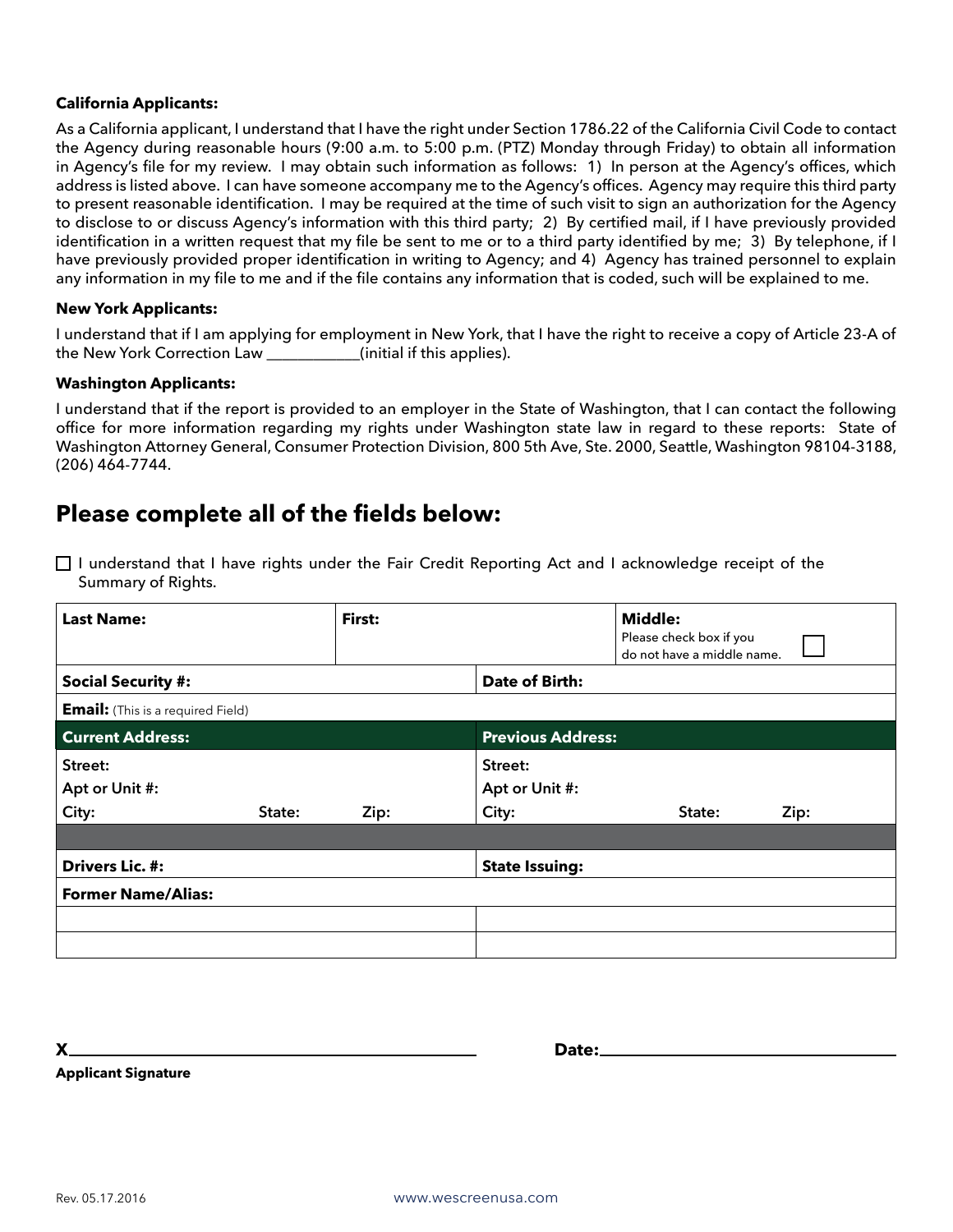**California Applicants:**

As a California applicant, I understand that I have the right under Section 1786.22 of the California Civil Code to contact the Agency during reasonable hours (9:00 a.m. to 5:00 p.m. (PTZ) Monday through Friday) to obtain all information in Agency's file for my review. I may obtain such information as follows: 1) In person at the Agency's offices, which address is listed above. I can have someone accompany me to the Agency's offices. Agency may require this third party to present reasonable identification. I may be required at the time of such visit to sign an authorization for the Agency to disclose to or discuss Agency's information with this third party; 2) By certified mail, if I have previously provided identification in a written request that my file be sent to me or to a third party identified by me; 3) By telephone, if I have previously provided proper identification in writing to Agency; and 4) Agency has trained personnel to explain any information in my file to me and if the file contains any information that is coded, such will be explained to me.

**New York Applicants:**

I understand that if I am applying for employment in New York, that I have the right to receive a copy of Article 23-A of the New York Correction Law ____________(initial if this applies).

**Washington Applicants:**

I understand that if the report is provided to an employer in the State of Washington, that I can contact the following office for more information regarding my rights under Washington state law in regard to these reports: State of Washington Attorney General, Consumer Protection Division, 800 5th Ave, Ste. 2000, Seattle, Washington 98104-3188, (206) 464-7744.

## Please complete all of the fields below:

☐ I understand that I have rights under the Fair Credit Reporting Act and I acknowledge receipt of the Summary of Rights.

| **Last Name:** | **First:** | **Middle:** Please check box if you do not have a middle name. ☐ |
|---|---|---|
| **Social Security #:** | | **Date of Birth:** |
| **Email:** (This is a required Field) | | |

| **Current Address:** | **Previous Address:** |
|---|---|
| **Street:** | **Street:** |
| **Apt or Unit #:** | **Apt or Unit #:** |
| **City:** **State:** **Zip:** | **City:** **State:** **Zip:** |
| | |
| **Drivers Lic. #:** | **State Issuing:** |
| **Former Name/Alias:** | |
| | |
| | |

**X**______________________________________________ **Date:**_________________________________

**Applicant Signature**

Rev. 05.17.2016 www.wescreenusa.com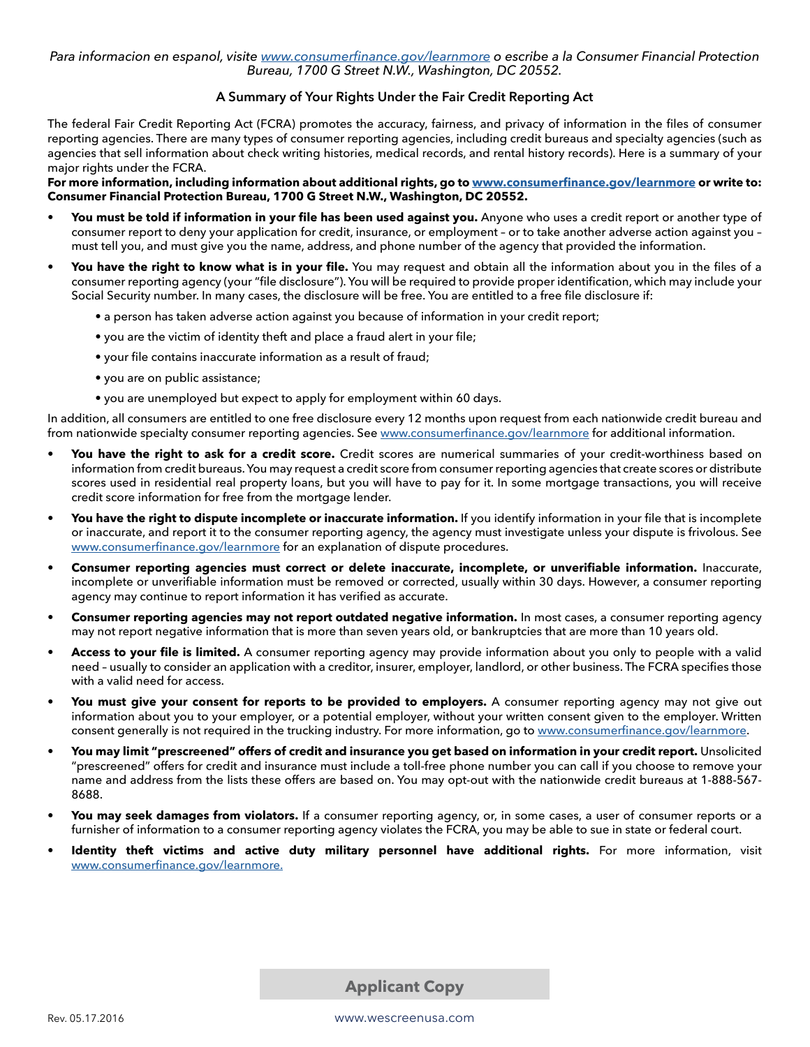*Para informacion en espanol, visite www.consumerfinance.gov/learnmore o escribe a la Consumer Financial Protection Bureau, 1700 G Street N.W., Washington, DC 20552.*

## A Summary of Your Rights Under the Fair Credit Reporting Act

The federal Fair Credit Reporting Act (FCRA) promotes the accuracy, fairness, and privacy of information in the files of consumer reporting agencies. There are many types of consumer reporting agencies, including credit bureaus and specialty agencies (such as agencies that sell information about check writing histories, medical records, and rental history records). Here is a summary of your major rights under the FCRA.

**For more information, including information about additional rights, go to www.consumerfinance.gov/learnmore or write to: Consumer Financial Protection Bureau, 1700 G Street N.W., Washington, DC 20552.**

- **You must be told if information in your file has been used against you.** Anyone who uses a credit report or another type of consumer report to deny your application for credit, insurance, or employment – or to take another adverse action against you – must tell you, and must give you the name, address, and phone number of the agency that provided the information.
- **You have the right to know what is in your file.** You may request and obtain all the information about you in the files of a consumer reporting agency (your "file disclosure"). You will be required to provide proper identification, which may include your Social Security number. In many cases, the disclosure will be free. You are entitled to a free file disclosure if:
  - a person has taken adverse action against you because of information in your credit report;
  - you are the victim of identity theft and place a fraud alert in your file;
  - your file contains inaccurate information as a result of fraud;
  - you are on public assistance;
  - you are unemployed but expect to apply for employment within 60 days.

In addition, all consumers are entitled to one free disclosure every 12 months upon request from each nationwide credit bureau and from nationwide specialty consumer reporting agencies. See www.consumerfinance.gov/learnmore for additional information.

- **You have the right to ask for a credit score.** Credit scores are numerical summaries of your credit-worthiness based on information from credit bureaus. You may request a credit score from consumer reporting agencies that create scores or distribute scores used in residential real property loans, but you will have to pay for it. In some mortgage transactions, you will receive credit score information for free from the mortgage lender.
- **You have the right to dispute incomplete or inaccurate information.** If you identify information in your file that is incomplete or inaccurate, and report it to the consumer reporting agency, the agency must investigate unless your dispute is frivolous. See www.consumerfinance.gov/learnmore for an explanation of dispute procedures.
- **Consumer reporting agencies must correct or delete inaccurate, incomplete, or unverifiable information.** Inaccurate, incomplete or unverifiable information must be removed or corrected, usually within 30 days. However, a consumer reporting agency may continue to report information it has verified as accurate.
- **Consumer reporting agencies may not report outdated negative information.** In most cases, a consumer reporting agency may not report negative information that is more than seven years old, or bankruptcies that are more than 10 years old.
- **Access to your file is limited.** A consumer reporting agency may provide information about you only to people with a valid need – usually to consider an application with a creditor, insurer, employer, landlord, or other business. The FCRA specifies those with a valid need for access.
- **You must give your consent for reports to be provided to employers.** A consumer reporting agency may not give out information about you to your employer, or a potential employer, without your written consent given to the employer. Written consent generally is not required in the trucking industry. For more information, go to www.consumerfinance.gov/learnmore.
- **You may limit "prescreened" offers of credit and insurance you get based on information in your credit report.** Unsolicited "prescreened" offers for credit and insurance must include a toll-free phone number you can call if you choose to remove your name and address from the lists these offers are based on. You may opt-out with the nationwide credit bureaus at 1-888-567-8688.
- **You may seek damages from violators.** If a consumer reporting agency, or, in some cases, a user of consumer reports or a furnisher of information to a consumer reporting agency violates the FCRA, you may be able to sue in state or federal court.
- **Identity theft victims and active duty military personnel have additional rights.** For more information, visit www.consumerfinance.gov/learnmore.

**Applicant Copy**

Rev. 05.17.2016

www.wescreenusa.com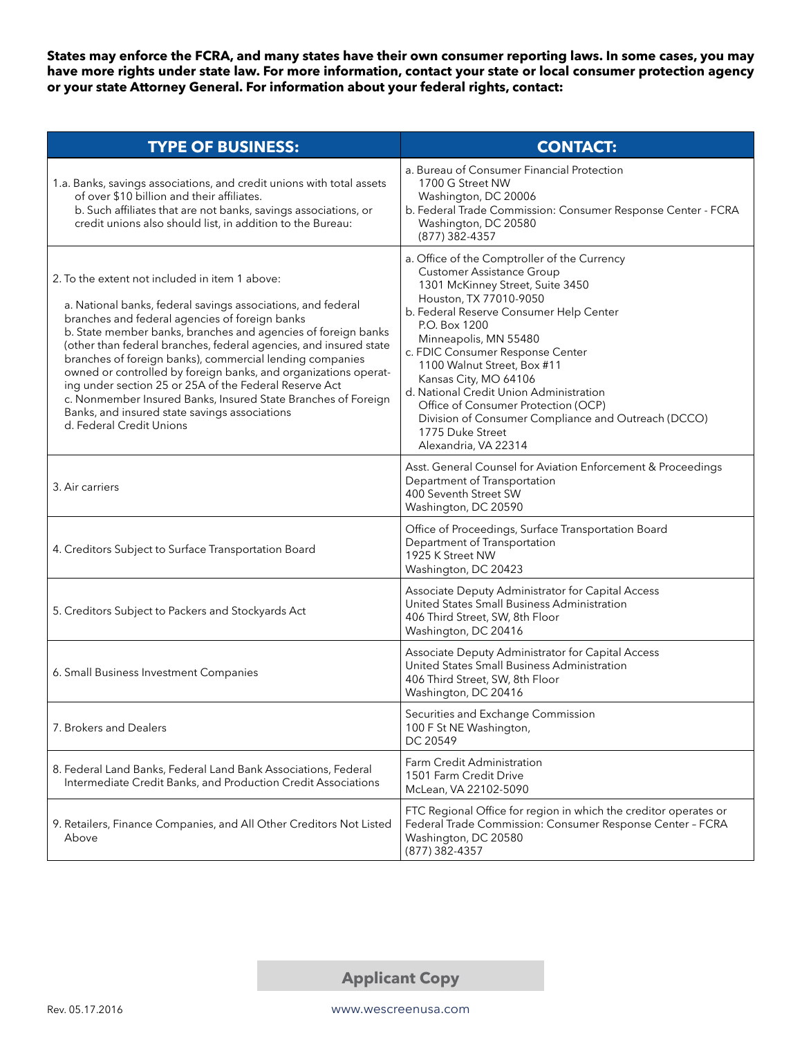**States may enforce the FCRA, and many states have their own consumer reporting laws. In some cases, you may have more rights under state law. For more information, contact your state or local consumer protection agency or your state Attorney General. For information about your federal rights, contact:**

| TYPE OF BUSINESS: | CONTACT: |
|---|---|
| 1.a. Banks, savings associations, and credit unions with total assets of over $10 billion and their affiliates.<br>b. Such affiliates that are not banks, savings associations, or credit unions also should list, in addition to the Bureau: | a. Bureau of Consumer Financial Protection<br>1700 G Street NW<br>Washington, DC 20006<br>b. Federal Trade Commission: Consumer Response Center - FCRA<br>Washington, DC 20580<br>(877) 382-4357 |
| 2. To the extent not included in item 1 above:<br><br>a. National banks, federal savings associations, and federal branches and federal agencies of foreign banks<br>b. State member banks, branches and agencies of foreign banks (other than federal branches, federal agencies, and insured state branches of foreign banks), commercial lending companies owned or controlled by foreign banks, and organizations operating under section 25 or 25A of the Federal Reserve Act<br>c. Nonmember Insured Banks, Insured State Branches of Foreign Banks, and insured state savings associations<br>d. Federal Credit Unions | a. Office of the Comptroller of the Currency<br>Customer Assistance Group<br>1301 McKinney Street, Suite 3450<br>Houston, TX 77010-9050<br>b. Federal Reserve Consumer Help Center<br>P.O. Box 1200<br>Minneapolis, MN 55480<br>c. FDIC Consumer Response Center<br>1100 Walnut Street, Box #11<br>Kansas City, MO 64106<br>d. National Credit Union Administration<br>Office of Consumer Protection (OCP)<br>Division of Consumer Compliance and Outreach (DCCO)<br>1775 Duke Street<br>Alexandria, VA 22314 |
| 3. Air carriers | Asst. General Counsel for Aviation Enforcement & Proceedings<br>Department of Transportation<br>400 Seventh Street SW<br>Washington, DC 20590 |
| 4. Creditors Subject to Surface Transportation Board | Office of Proceedings, Surface Transportation Board<br>Department of Transportation<br>1925 K Street NW<br>Washington, DC 20423 |
| 5. Creditors Subject to Packers and Stockyards Act | Associate Deputy Administrator for Capital Access<br>United States Small Business Administration<br>406 Third Street, SW, 8th Floor<br>Washington, DC 20416 |
| 6. Small Business Investment Companies | Associate Deputy Administrator for Capital Access<br>United States Small Business Administration<br>406 Third Street, SW, 8th Floor<br>Washington, DC 20416 |
| 7. Brokers and Dealers | Securities and Exchange Commission<br>100 F St NE Washington,<br>DC 20549 |
| 8. Federal Land Banks, Federal Land Bank Associations, Federal Intermediate Credit Banks, and Production Credit Associations | Farm Credit Administration<br>1501 Farm Credit Drive<br>McLean, VA 22102-5090 |
| 9. Retailers, Finance Companies, and All Other Creditors Not Listed Above | FTC Regional Office for region in which the creditor operates or Federal Trade Commission: Consumer Response Center – FCRA<br>Washington, DC 20580<br>(877) 382-4357 |

**Applicant Copy**

Rev. 05.17.2016

www.wescreenusa.com